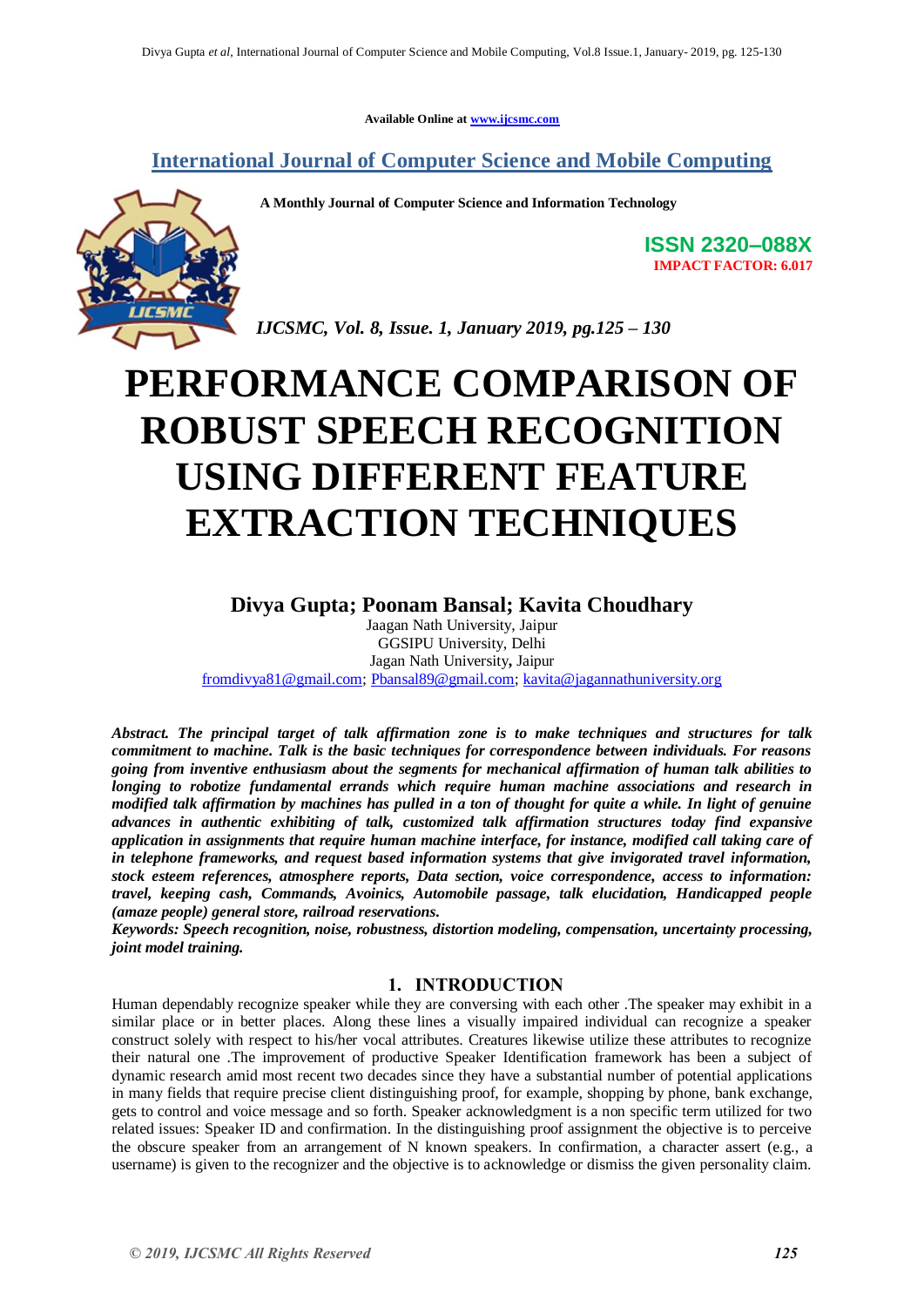Available Online at www.ijcsmc.com

**International Journal of Computer Science and Mobile Computing**

**A Monthly Journal of Computer Science and Information Technology**

**ISSN 2320–088X**
**IMPACT FACTOR: 6.017**

*IJCSMC, Vol. 8, Issue. 1, January 2019, pg.125 – 130*

# PERFORMANCE COMPARISON OF ROBUST SPEECH RECOGNITION USING DIFFERENT FEATURE EXTRACTION TECHNIQUES

**Divya Gupta; Poonam Bansal; Kavita Choudhary**

Jaagan Nath University, Jaipur
GGSIPU University, Delhi
Jagan Nath University, Jaipur
fromdivya81@gmail.com; Pbansal89@gmail.com; kavita@jagannathuniversity.org

***Abstract. The principal target of talk affirmation zone is to make techniques and structures for talk commitment to machine. Talk is the basic techniques for correspondence between individuals. For reasons going from inventive enthusiasm about the segments for mechanical affirmation of human talk abilities to longing to robotize fundamental errands which require human machine associations and research in modified talk affirmation by machines has pulled in a ton of thought for quite a while. In light of genuine advances in authentic exhibiting of talk, customized talk affirmation structures today find expansive application in assignments that require human machine interface, for instance, modified call taking care of in telephone frameworks, and request based information systems that give invigorated travel information, stock esteem references, atmosphere reports, Data section, voice correspondence, access to information: travel, keeping cash, Commands, Avoinics, Automobile passage, talk elucidation, Handicapped people (amaze people) general store, railroad reservations.***

***Keywords: Speech recognition, noise, robustness, distortion modeling, compensation, uncertainty processing, joint model training.***

## 1. INTRODUCTION

Human dependably recognize speaker while they are conversing with each other .The speaker may exhibit in a similar place or in better places. Along these lines a visually impaired individual can recognize a speaker construct solely with respect to his/her vocal attributes. Creatures likewise utilize these attributes to recognize their natural one .The improvement of productive Speaker Identification framework has been a subject of dynamic research amid most recent two decades since they have a substantial number of potential applications in many fields that require precise client distinguishing proof, for example, shopping by phone, bank exchange, gets to control and voice message and so forth. Speaker acknowledgment is a non specific term utilized for two related issues: Speaker ID and confirmation. In the distinguishing proof assignment the objective is to perceive the obscure speaker from an arrangement of N known speakers. In confirmation, a character assert (e.g., a username) is given to the recognizer and the objective is to acknowledge or dismiss the given personality claim.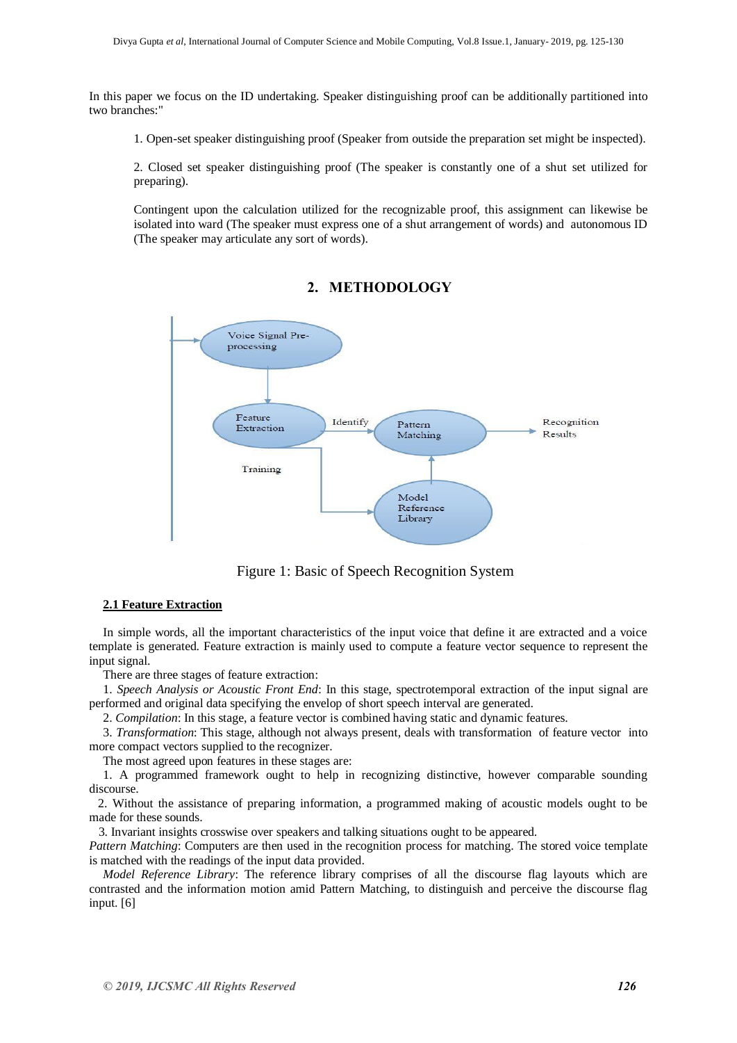In this paper we focus on the ID undertaking. Speaker distinguishing proof can be additionally partitioned into two branches:"

1. Open-set speaker distinguishing proof (Speaker from outside the preparation set might be inspected).

2. Closed set speaker distinguishing proof (The speaker is constantly one of a shut set utilized for preparing).

Contingent upon the calculation utilized for the recognizable proof, this assignment can likewise be isolated into ward (The speaker must express one of a shut arrangement of words) and autonomous ID (The speaker may articulate any sort of words).

## 2. METHODOLOGY

Figure 1: Basic of Speech Recognition System

### 2.1 Feature Extraction

In simple words, all the important characteristics of the input voice that define it are extracted and a voice template is generated. Feature extraction is mainly used to compute a feature vector sequence to represent the input signal.

There are three stages of feature extraction:

1. *Speech Analysis or Acoustic Front End*: In this stage, spectrotemporal extraction of the input signal are performed and original data specifying the envelop of short speech interval are generated.

2. *Compilation*: In this stage, a feature vector is combined having static and dynamic features.

3. *Transformation*: This stage, although not always present, deals with transformation of feature vector into more compact vectors supplied to the recognizer.

The most agreed upon features in these stages are:

1. A programmed framework ought to help in recognizing distinctive, however comparable sounding discourse.

2. Without the assistance of preparing information, a programmed making of acoustic models ought to be made for these sounds.

3. Invariant insights crosswise over speakers and talking situations ought to be appeared.

*Pattern Matching*: Computers are then used in the recognition process for matching. The stored voice template is matched with the readings of the input data provided.

*Model Reference Library*: The reference library comprises of all the discourse flag layouts which are contrasted and the information motion amid Pattern Matching, to distinguish and perceive the discourse flag input. [6]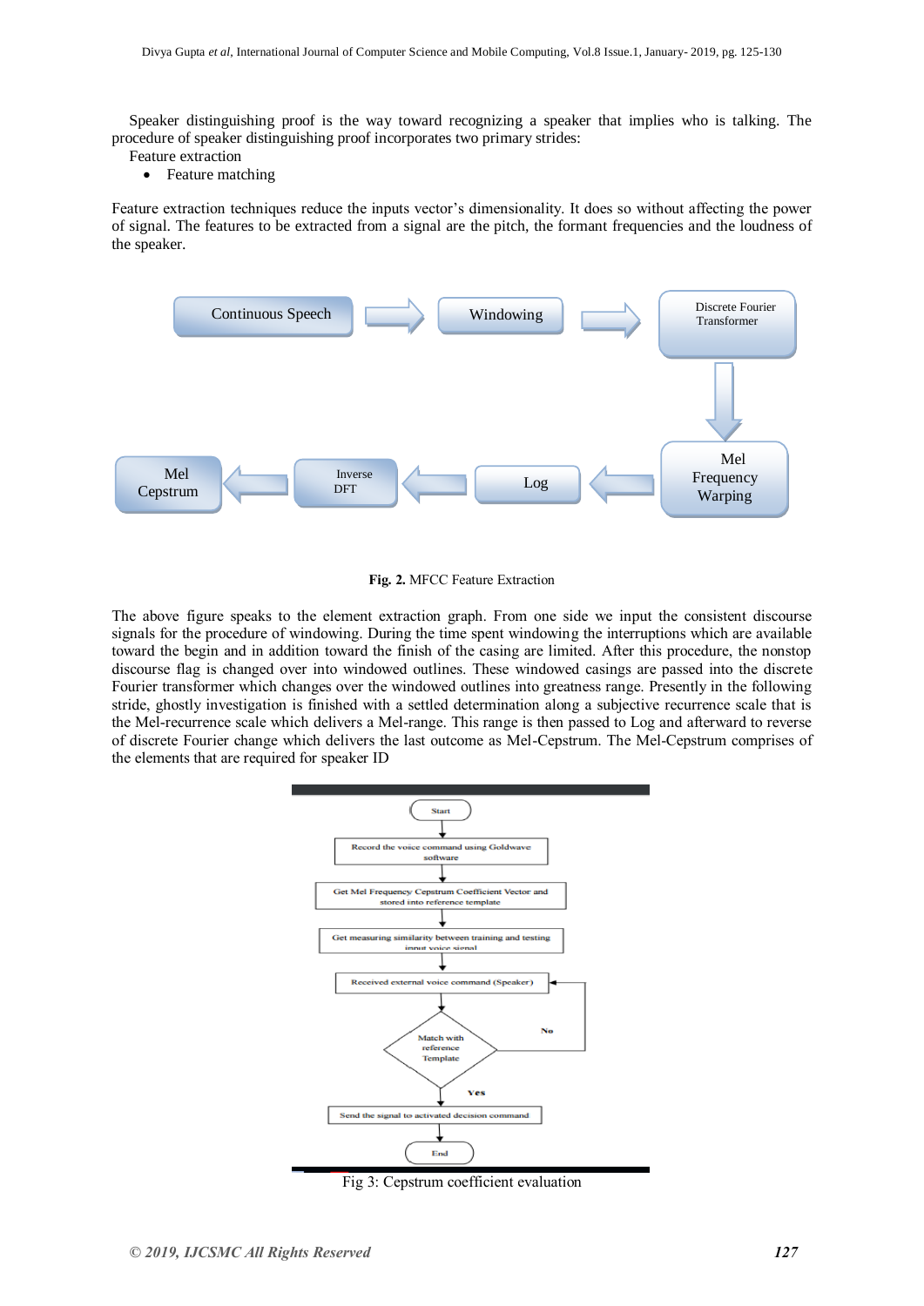Speaker distinguishing proof is the way toward recognizing a speaker that implies who is talking. The procedure of speaker distinguishing proof incorporates two primary strides:

Feature extraction

- Feature matching

Feature extraction techniques reduce the inputs vector's dimensionality. It does so without affecting the power of signal. The features to be extracted from a signal are the pitch, the formant frequencies and the loudness of the speaker.

**Fig. 2.** MFCC Feature Extraction

The above figure speaks to the element extraction graph. From one side we input the consistent discourse signals for the procedure of windowing. During the time spent windowing the interruptions which are available toward the begin and in addition toward the finish of the casing are limited. After this procedure, the nonstop discourse flag is changed over into windowed outlines. These windowed casings are passed into the discrete Fourier transformer which changes over the windowed outlines into greatness range. Presently in the following stride, ghostly investigation is finished with a settled determination along a subjective recurrence scale that is the Mel-recurrence scale which delivers a Mel-range. This range is then passed to Log and afterward to reverse of discrete Fourier change which delivers the last outcome as Mel-Cepstrum. The Mel-Cepstrum comprises of the elements that are required for speaker ID

Fig 3: Cepstrum coefficient evaluation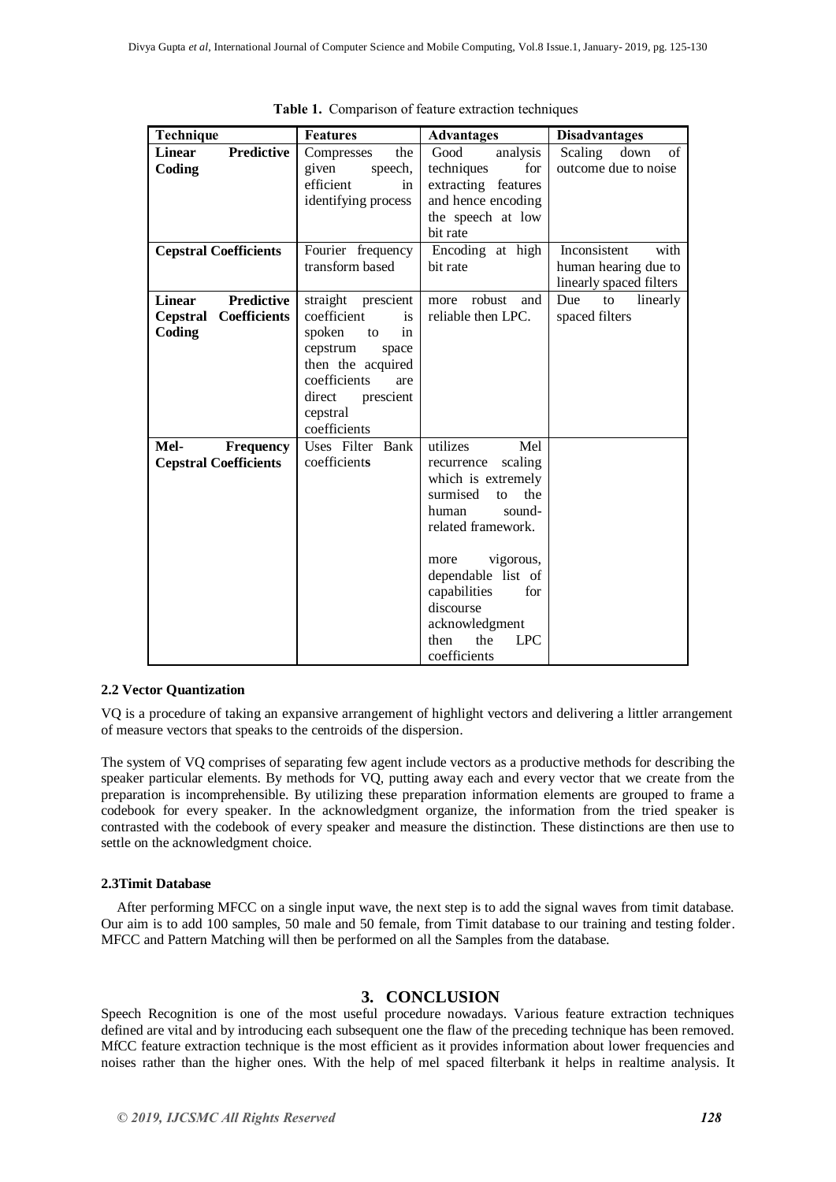**Table 1.** Comparison of feature extraction techniques

| Technique | Features | Advantages | Disadvantages |
|---|---|---|---|
| **Linear Predictive Coding** | Compresses the given speech, efficient in identifying process | Good analysis techniques for extracting features and hence encoding the speech at low bit rate | Scaling down of outcome due to noise |
| **Cepstral Coefficients** | Fourier frequency transform based | Encoding at high bit rate | Inconsistent with human hearing due to linearly spaced filters |
| **Linear Predictive Cepstral Coefficients Coding** | straight prescient coefficient is spoken to in cepstrum space then the acquired coefficients are direct prescient cepstral coefficients | more robust and reliable then LPC. | Due to linearly spaced filters |
| **Mel- Frequency Cepstral Coefficients** | Uses Filter Bank coefficients | utilizes Mel recurrence scaling which is extremely surmised to the human sound-related framework.<br><br>more vigorous, dependable list of capabilities for discourse acknowledgment then the LPC coefficients | |

### 2.2 Vector Quantization

VQ is a procedure of taking an expansive arrangement of highlight vectors and delivering a littler arrangement of measure vectors that speaks to the centroids of the dispersion.

The system of VQ comprises of separating few agent include vectors as a productive methods for describing the speaker particular elements. By methods for VQ, putting away each and every vector that we create from the preparation is incomprehensible. By utilizing these preparation information elements are grouped to frame a codebook for every speaker. In the acknowledgment organize, the information from the tried speaker is contrasted with the codebook of every speaker and measure the distinction. These distinctions are then use to settle on the acknowledgment choice.

### 2.3Timit Database

After performing MFCC on a single input wave, the next step is to add the signal waves from timit database. Our aim is to add 100 samples, 50 male and 50 female, from Timit database to our training and testing folder. MFCC and Pattern Matching will then be performed on all the Samples from the database.

## 3. CONCLUSION

Speech Recognition is one of the most useful procedure nowadays. Various feature extraction techniques defined are vital and by introducing each subsequent one the flaw of the preceding technique has been removed. MfCC feature extraction technique is the most efficient as it provides information about lower frequencies and noises rather than the higher ones. With the help of mel spaced filterbank it helps in realtime analysis. It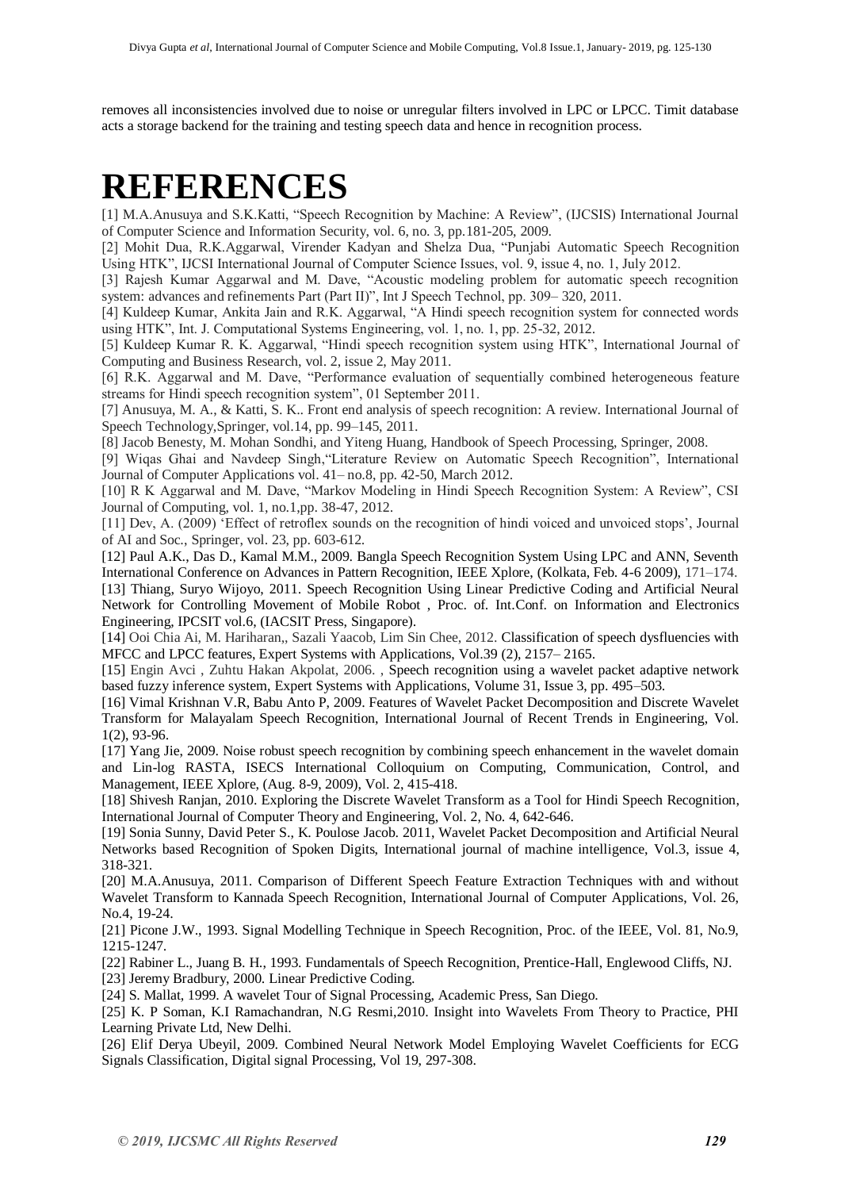removes all inconsistencies involved due to noise or unregular filters involved in LPC or LPCC. Timit database acts a storage backend for the training and testing speech data and hence in recognition process.

# REFERENCES

[1] M.A.Anusuya and S.K.Katti, "Speech Recognition by Machine: A Review", (IJCSIS) International Journal of Computer Science and Information Security, vol. 6, no. 3, pp.181-205, 2009.

[2] Mohit Dua, R.K.Aggarwal, Virender Kadyan and Shelza Dua, "Punjabi Automatic Speech Recognition Using HTK", IJCSI International Journal of Computer Science Issues, vol. 9, issue 4, no. 1, July 2012.

[3] Rajesh Kumar Aggarwal and M. Dave, "Acoustic modeling problem for automatic speech recognition system: advances and refinements Part (Part II)", Int J Speech Technol, pp. 309– 320, 2011.

[4] Kuldeep Kumar, Ankita Jain and R.K. Aggarwal, "A Hindi speech recognition system for connected words using HTK", Int. J. Computational Systems Engineering, vol. 1, no. 1, pp. 25-32, 2012.

[5] Kuldeep Kumar R. K. Aggarwal, "Hindi speech recognition system using HTK", International Journal of Computing and Business Research, vol. 2, issue 2, May 2011.

[6] R.K. Aggarwal and M. Dave, "Performance evaluation of sequentially combined heterogeneous feature streams for Hindi speech recognition system", 01 September 2011.

[7] Anusuya, M. A., & Katti, S. K.. Front end analysis of speech recognition: A review. International Journal of Speech Technology,Springer, vol.14, pp. 99–145, 2011.

[8] Jacob Benesty, M. Mohan Sondhi, and Yiteng Huang, Handbook of Speech Processing, Springer, 2008.

[9] Wiqas Ghai and Navdeep Singh,"Literature Review on Automatic Speech Recognition", International Journal of Computer Applications vol. 41– no.8, pp. 42-50, March 2012.

[10] R K Aggarwal and M. Dave, "Markov Modeling in Hindi Speech Recognition System: A Review", CSI Journal of Computing, vol. 1, no.1,pp. 38-47, 2012.

[11] Dev, A. (2009) 'Effect of retroflex sounds on the recognition of hindi voiced and unvoiced stops', Journal of AI and Soc., Springer, vol. 23, pp. 603-612.

[12] Paul A.K., Das D., Kamal M.M., 2009. Bangla Speech Recognition System Using LPC and ANN, Seventh International Conference on Advances in Pattern Recognition, IEEE Xplore, (Kolkata, Feb. 4-6 2009), 171–174.

[13] Thiang, Suryo Wijoyo, 2011. Speech Recognition Using Linear Predictive Coding and Artificial Neural Network for Controlling Movement of Mobile Robot , Proc. of. Int.Conf. on Information and Electronics Engineering, IPCSIT vol.6, (IACSIT Press, Singapore).

[14] Ooi Chia Ai, M. Hariharan,, Sazali Yaacob, Lim Sin Chee, 2012. Classification of speech dysfluencies with MFCC and LPCC features, Expert Systems with Applications, Vol.39 (2), 2157– 2165.

[15] Engin Avci , Zuhtu Hakan Akpolat, 2006. , Speech recognition using a wavelet packet adaptive network based fuzzy inference system, Expert Systems with Applications, Volume 31, Issue 3, pp. 495–503.

[16] Vimal Krishnan V.R, Babu Anto P, 2009. Features of Wavelet Packet Decomposition and Discrete Wavelet Transform for Malayalam Speech Recognition, International Journal of Recent Trends in Engineering, Vol. 1(2), 93-96.

[17] Yang Jie, 2009. Noise robust speech recognition by combining speech enhancement in the wavelet domain and Lin-log RASTA, ISECS International Colloquium on Computing, Communication, Control, and Management, IEEE Xplore, (Aug. 8-9, 2009), Vol. 2, 415-418.

[18] Shivesh Ranjan, 2010. Exploring the Discrete Wavelet Transform as a Tool for Hindi Speech Recognition, International Journal of Computer Theory and Engineering, Vol. 2, No. 4, 642-646.

[19] Sonia Sunny, David Peter S., K. Poulose Jacob. 2011, Wavelet Packet Decomposition and Artificial Neural Networks based Recognition of Spoken Digits, International journal of machine intelligence, Vol.3, issue 4, 318-321.

[20] M.A.Anusuya, 2011. Comparison of Different Speech Feature Extraction Techniques with and without Wavelet Transform to Kannada Speech Recognition, International Journal of Computer Applications, Vol. 26, No.4, 19-24.

[21] Picone J.W., 1993. Signal Modelling Technique in Speech Recognition, Proc. of the IEEE, Vol. 81, No.9, 1215-1247.

[22] Rabiner L., Juang B. H., 1993. Fundamentals of Speech Recognition, Prentice-Hall, Englewood Cliffs, NJ.

[23] Jeremy Bradbury, 2000. Linear Predictive Coding.

[24] S. Mallat, 1999. A wavelet Tour of Signal Processing, Academic Press, San Diego.

[25] K. P Soman, K.I Ramachandran, N.G Resmi,2010. Insight into Wavelets From Theory to Practice, PHI Learning Private Ltd, New Delhi.

[26] Elif Derya Ubeyil, 2009. Combined Neural Network Model Employing Wavelet Coefficients for ECG Signals Classification, Digital signal Processing, Vol 19, 297-308.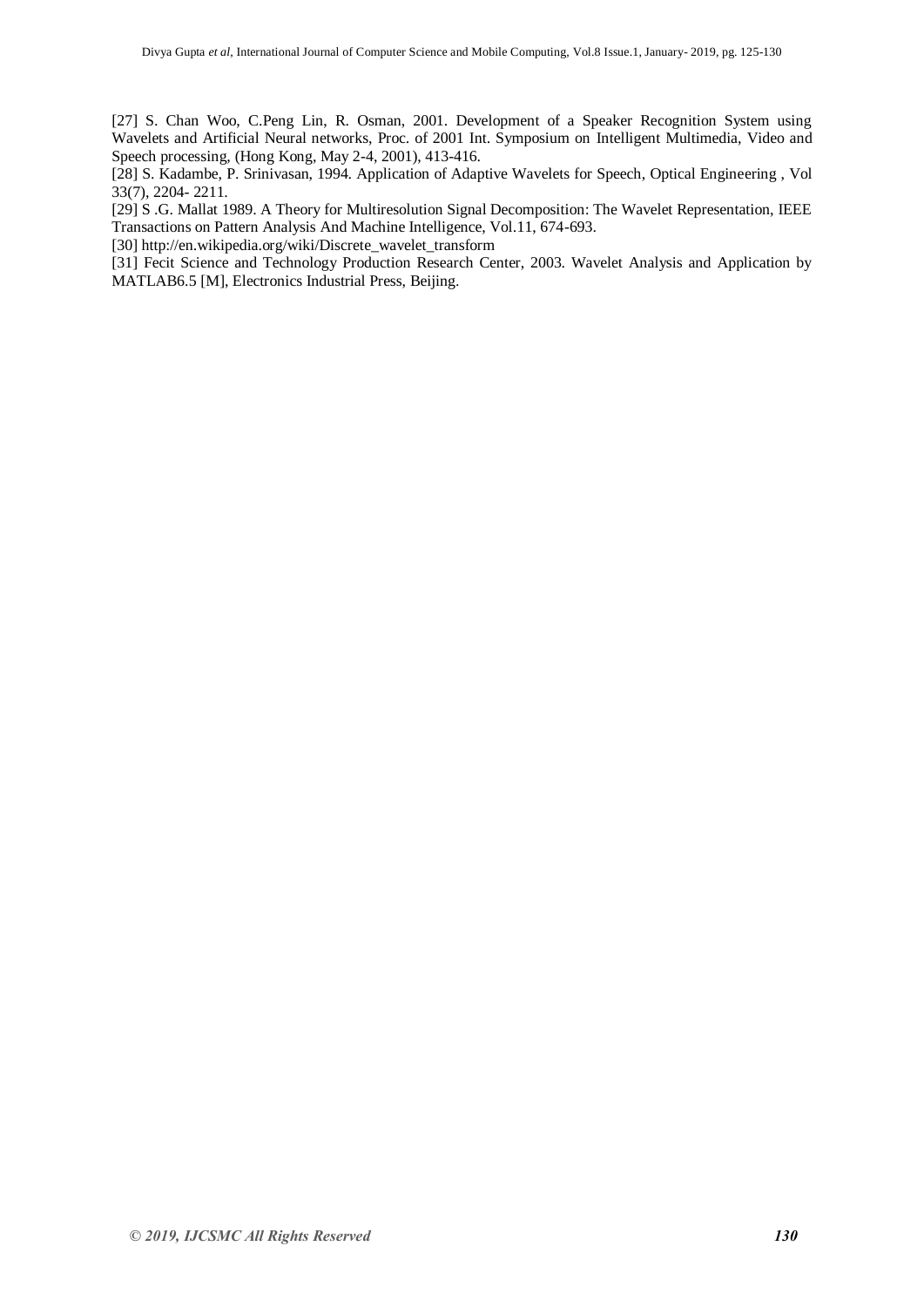[27] S. Chan Woo, C.Peng Lin, R. Osman, 2001. Development of a Speaker Recognition System using Wavelets and Artificial Neural networks, Proc. of 2001 Int. Symposium on Intelligent Multimedia, Video and Speech processing, (Hong Kong, May 2-4, 2001), 413-416.

[28] S. Kadambe, P. Srinivasan, 1994. Application of Adaptive Wavelets for Speech, Optical Engineering , Vol 33(7), 2204- 2211.

[29] S .G. Mallat 1989. A Theory for Multiresolution Signal Decomposition: The Wavelet Representation, IEEE Transactions on Pattern Analysis And Machine Intelligence, Vol.11, 674-693.

[30] http://en.wikipedia.org/wiki/Discrete_wavelet_transform

[31] Fecit Science and Technology Production Research Center, 2003. Wavelet Analysis and Application by MATLAB6.5 [M], Electronics Industrial Press, Beijing.